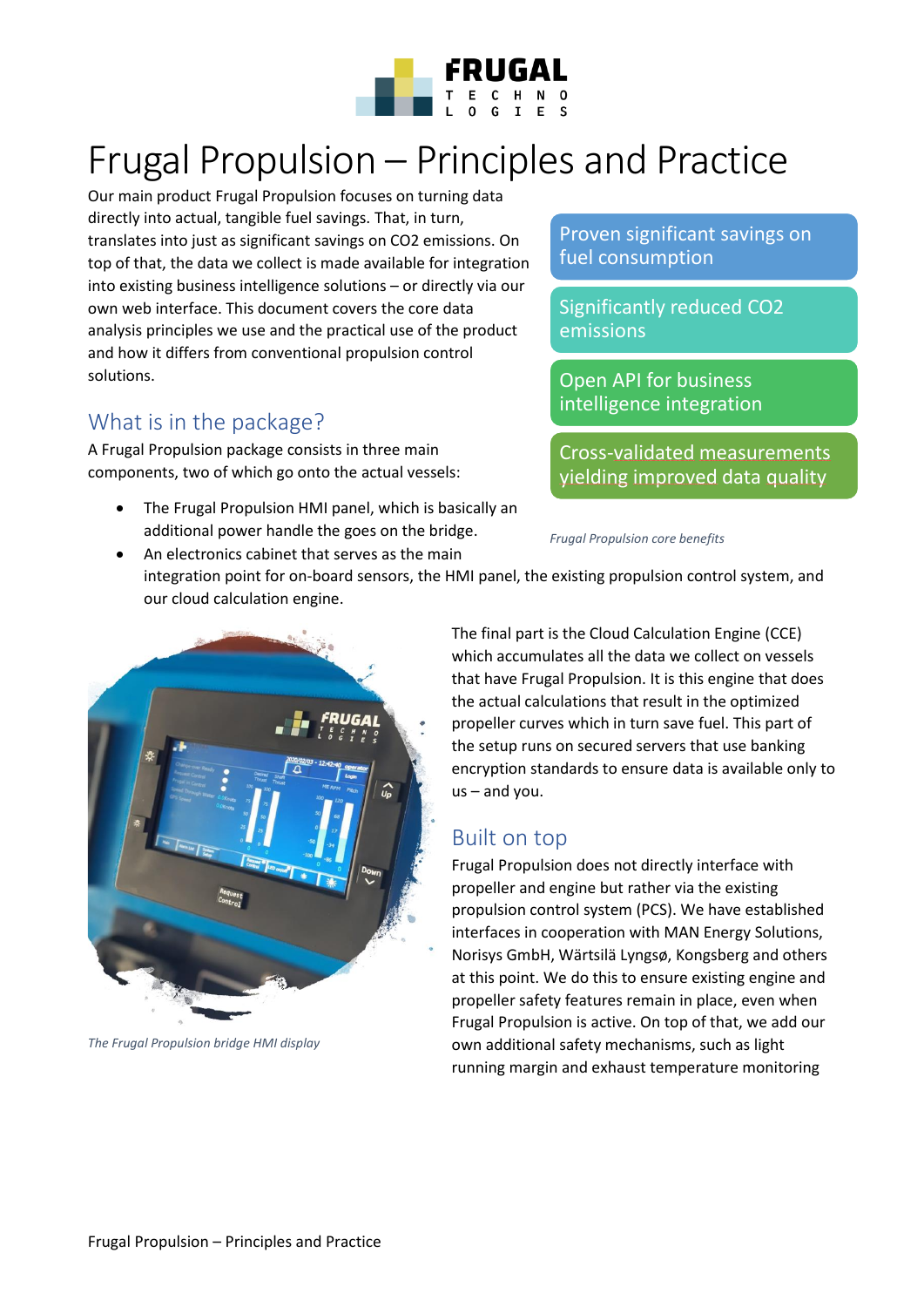# Frugal Propulsion – Principles and Practice

Our main product Frugal Propulsion focuses on turning data directly into actual, tangible fuel savings. That, in turn, translates into just as significant savings on CO2 emissions. On top of that, the data we collect is made available for integration into existing business intelligence solutions – or directly via our own web interface. This document covers the core data analysis principles we use and the practical use of the product and how it differs from conventional propulsion control solutions.

- Proven significant savings on fuel consumption
- Significantly reduced CO2 emissions
- Open API for business intelligence integration
- Cross-validated measurements yielding improved data quality

*Frugal Propulsion core benefits*

## What is in the package?

A Frugal Propulsion package consists in three main components, two of which go onto the actual vessels:

- The Frugal Propulsion HMI panel, which is basically an additional power handle the goes on the bridge.
- An electronics cabinet that serves as the main integration point for on-board sensors, the HMI panel, the existing propulsion control system, and our cloud calculation engine.

*The Frugal Propulsion bridge HMI display*

The final part is the Cloud Calculation Engine (CCE) which accumulates all the data we collect on vessels that have Frugal Propulsion. It is this engine that does the actual calculations that result in the optimized propeller curves which in turn save fuel. This part of the setup runs on secured servers that use banking encryption standards to ensure data is available only to us – and you.

## Built on top

Frugal Propulsion does not directly interface with propeller and engine but rather via the existing propulsion control system (PCS). We have established interfaces in cooperation with MAN Energy Solutions, Norisys GmbH, Wärtsilä Lyngsø, Kongsberg and others at this point. We do this to ensure existing engine and propeller safety features remain in place, even when Frugal Propulsion is active. On top of that, we add our own additional safety mechanisms, such as light running margin and exhaust temperature monitoring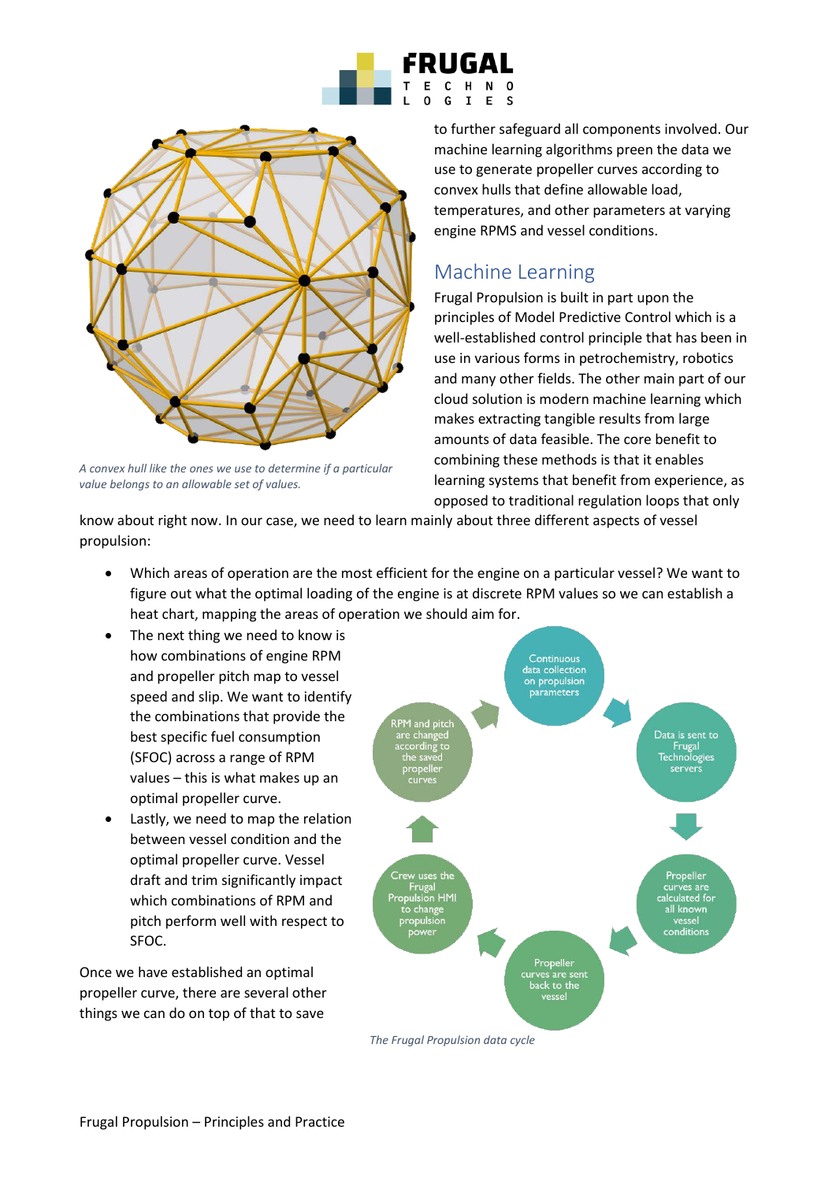to further safeguard all components involved. Our machine learning algorithms preen the data we use to generate propeller curves according to convex hulls that define allowable load, temperatures, and other parameters at varying engine RPMS and vessel conditions.

*A convex hull like the ones we use to determine if a particular value belongs to an allowable set of values.*

## Machine Learning

Frugal Propulsion is built in part upon the principles of Model Predictive Control which is a well-established control principle that has been in use in various forms in petrochemistry, robotics and many other fields. The other main part of our cloud solution is modern machine learning which makes extracting tangible results from large amounts of data feasible. The core benefit to combining these methods is that it enables learning systems that benefit from experience, as opposed to traditional regulation loops that only know about right now. In our case, we need to learn mainly about three different aspects of vessel propulsion:

- Which areas of operation are the most efficient for the engine on a particular vessel? We want to figure out what the optimal loading of the engine is at discrete RPM values so we can establish a heat chart, mapping the areas of operation we should aim for.
- The next thing we need to know is how combinations of engine RPM and propeller pitch map to vessel speed and slip. We want to identify the combinations that provide the best specific fuel consumption (SFOC) across a range of RPM values – this is what makes up an optimal propeller curve.
- Lastly, we need to map the relation between vessel condition and the optimal propeller curve. Vessel draft and trim significantly impact which combinations of RPM and pitch perform well with respect to SFOC.

Once we have established an optimal propeller curve, there are several other things we can do on top of that to save

Continuous data collection on propulsion parameters → Data is sent to Frugal Technologies servers → Propeller curves are calculated for all known vessel conditions → Propeller curves are sent back to the vessel → Crew uses the Frugal Propulsion HMI to change propulsion power → RPM and pitch are changed according to the saved propeller curves

*The Frugal Propulsion data cycle*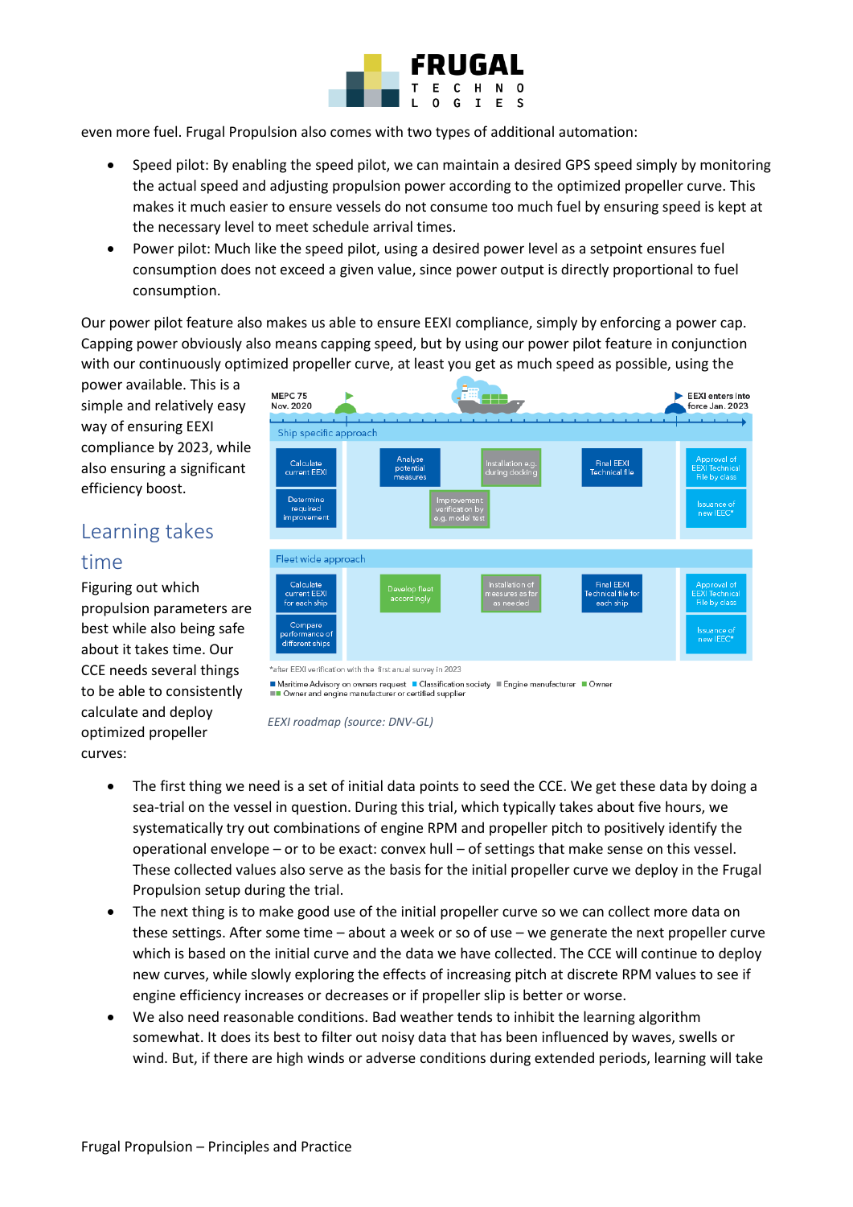even more fuel. Frugal Propulsion also comes with two types of additional automation:

- Speed pilot: By enabling the speed pilot, we can maintain a desired GPS speed simply by monitoring the actual speed and adjusting propulsion power according to the optimized propeller curve. This makes it much easier to ensure vessels do not consume too much fuel by ensuring speed is kept at the necessary level to meet schedule arrival times.
- Power pilot: Much like the speed pilot, using a desired power level as a setpoint ensures fuel consumption does not exceed a given value, since power output is directly proportional to fuel consumption.

Our power pilot feature also makes us able to ensure EEXI compliance, simply by enforcing a power cap. Capping power obviously also means capping speed, but by using our power pilot feature in conjunction with our continuously optimized propeller curve, at least you get as much speed as possible, using the power available. This is a simple and relatively easy way of ensuring EEXI compliance by 2023, while also ensuring a significant efficiency boost.

*EEXI roadmap (source: DNV-GL)*

## Learning takes time

Figuring out which propulsion parameters are best while also being safe about it takes time. Our CCE needs several things to be able to consistently calculate and deploy optimized propeller curves:

- The first thing we need is a set of initial data points to seed the CCE. We get these data by doing a sea-trial on the vessel in question. During this trial, which typically takes about five hours, we systematically try out combinations of engine RPM and propeller pitch to positively identify the operational envelope – or to be exact: convex hull – of settings that make sense on this vessel. These collected values also serve as the basis for the initial propeller curve we deploy in the Frugal Propulsion setup during the trial.
- The next thing is to make good use of the initial propeller curve so we can collect more data on these settings. After some time – about a week or so of use – we generate the next propeller curve which is based on the initial curve and the data we have collected. The CCE will continue to deploy new curves, while slowly exploring the effects of increasing pitch at discrete RPM values to see if engine efficiency increases or decreases or if propeller slip is better or worse.
- We also need reasonable conditions. Bad weather tends to inhibit the learning algorithm somewhat. It does its best to filter out noisy data that has been influenced by waves, swells or wind. But, if there are high winds or adverse conditions during extended periods, learning will take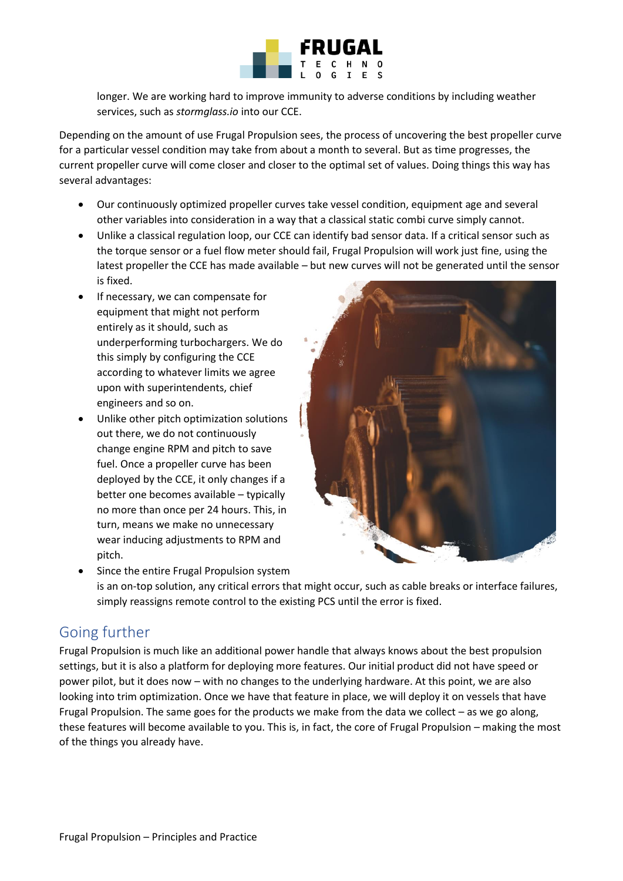longer. We are working hard to improve immunity to adverse conditions by including weather services, such as *stormglass.io* into our CCE.

Depending on the amount of use Frugal Propulsion sees, the process of uncovering the best propeller curve for a particular vessel condition may take from about a month to several. But as time progresses, the current propeller curve will come closer and closer to the optimal set of values. Doing things this way has several advantages:

- Our continuously optimized propeller curves take vessel condition, equipment age and several other variables into consideration in a way that a classical static combi curve simply cannot.
- Unlike a classical regulation loop, our CCE can identify bad sensor data. If a critical sensor such as the torque sensor or a fuel flow meter should fail, Frugal Propulsion will work just fine, using the latest propeller the CCE has made available – but new curves will not be generated until the sensor is fixed.
- If necessary, we can compensate for equipment that might not perform entirely as it should, such as underperforming turbochargers. We do this simply by configuring the CCE according to whatever limits we agree upon with superintendents, chief engineers and so on.
- Unlike other pitch optimization solutions out there, we do not continuously change engine RPM and pitch to save fuel. Once a propeller curve has been deployed by the CCE, it only changes if a better one becomes available – typically no more than once per 24 hours. This, in turn, means we make no unnecessary wear inducing adjustments to RPM and pitch.
- Since the entire Frugal Propulsion system is an on-top solution, any critical errors that might occur, such as cable breaks or interface failures, simply reassigns remote control to the existing PCS until the error is fixed.

## Going further

Frugal Propulsion is much like an additional power handle that always knows about the best propulsion settings, but it is also a platform for deploying more features. Our initial product did not have speed or power pilot, but it does now – with no changes to the underlying hardware. At this point, we are also looking into trim optimization. Once we have that feature in place, we will deploy it on vessels that have Frugal Propulsion. The same goes for the products we make from the data we collect – as we go along, these features will become available to you. This is, in fact, the core of Frugal Propulsion – making the most of the things you already have.